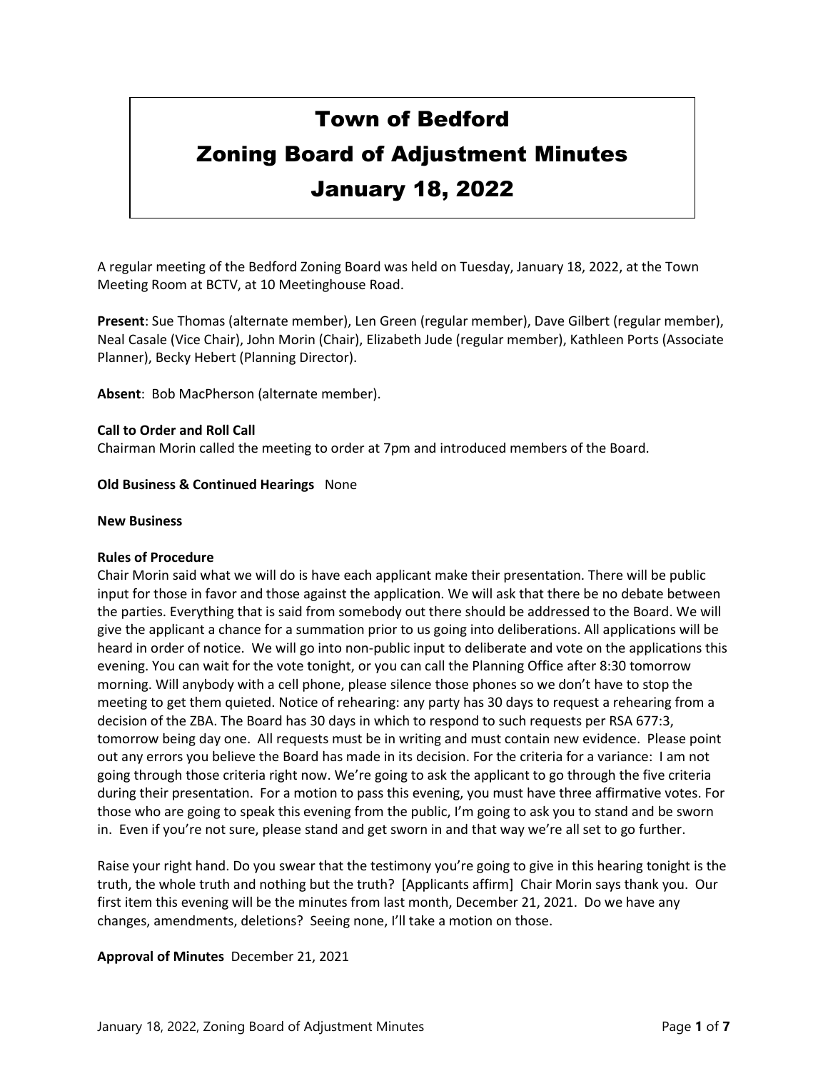# Town of Bedford
# Zoning Board of Adjustment Minutes
# January 18, 2022

A regular meeting of the Bedford Zoning Board was held on Tuesday, January 18, 2022, at the Town Meeting Room at BCTV, at 10 Meetinghouse Road.

**Present**: Sue Thomas (alternate member), Len Green (regular member), Dave Gilbert (regular member), Neal Casale (Vice Chair), John Morin (Chair), Elizabeth Jude (regular member), Kathleen Ports (Associate Planner), Becky Hebert (Planning Director).

**Absent**: Bob MacPherson (alternate member).

**Call to Order and Roll Call**
Chairman Morin called the meeting to order at 7pm and introduced members of the Board.

**Old Business & Continued Hearings** None

**New Business**

**Rules of Procedure**
Chair Morin said what we will do is have each applicant make their presentation. There will be public input for those in favor and those against the application. We will ask that there be no debate between the parties. Everything that is said from somebody out there should be addressed to the Board. We will give the applicant a chance for a summation prior to us going into deliberations. All applications will be heard in order of notice. We will go into non-public input to deliberate and vote on the applications this evening. You can wait for the vote tonight, or you can call the Planning Office after 8:30 tomorrow morning. Will anybody with a cell phone, please silence those phones so we don't have to stop the meeting to get them quieted. Notice of rehearing: any party has 30 days to request a rehearing from a decision of the ZBA. The Board has 30 days in which to respond to such requests per RSA 677:3, tomorrow being day one. All requests must be in writing and must contain new evidence. Please point out any errors you believe the Board has made in its decision. For the criteria for a variance: I am not going through those criteria right now. We're going to ask the applicant to go through the five criteria during their presentation. For a motion to pass this evening, you must have three affirmative votes. For those who are going to speak this evening from the public, I'm going to ask you to stand and be sworn in. Even if you're not sure, please stand and get sworn in and that way we're all set to go further.

Raise your right hand. Do you swear that the testimony you're going to give in this hearing tonight is the truth, the whole truth and nothing but the truth? [Applicants affirm] Chair Morin says thank you. Our first item this evening will be the minutes from last month, December 21, 2021. Do we have any changes, amendments, deletions? Seeing none, I'll take a motion on those.

**Approval of Minutes** December 21, 2021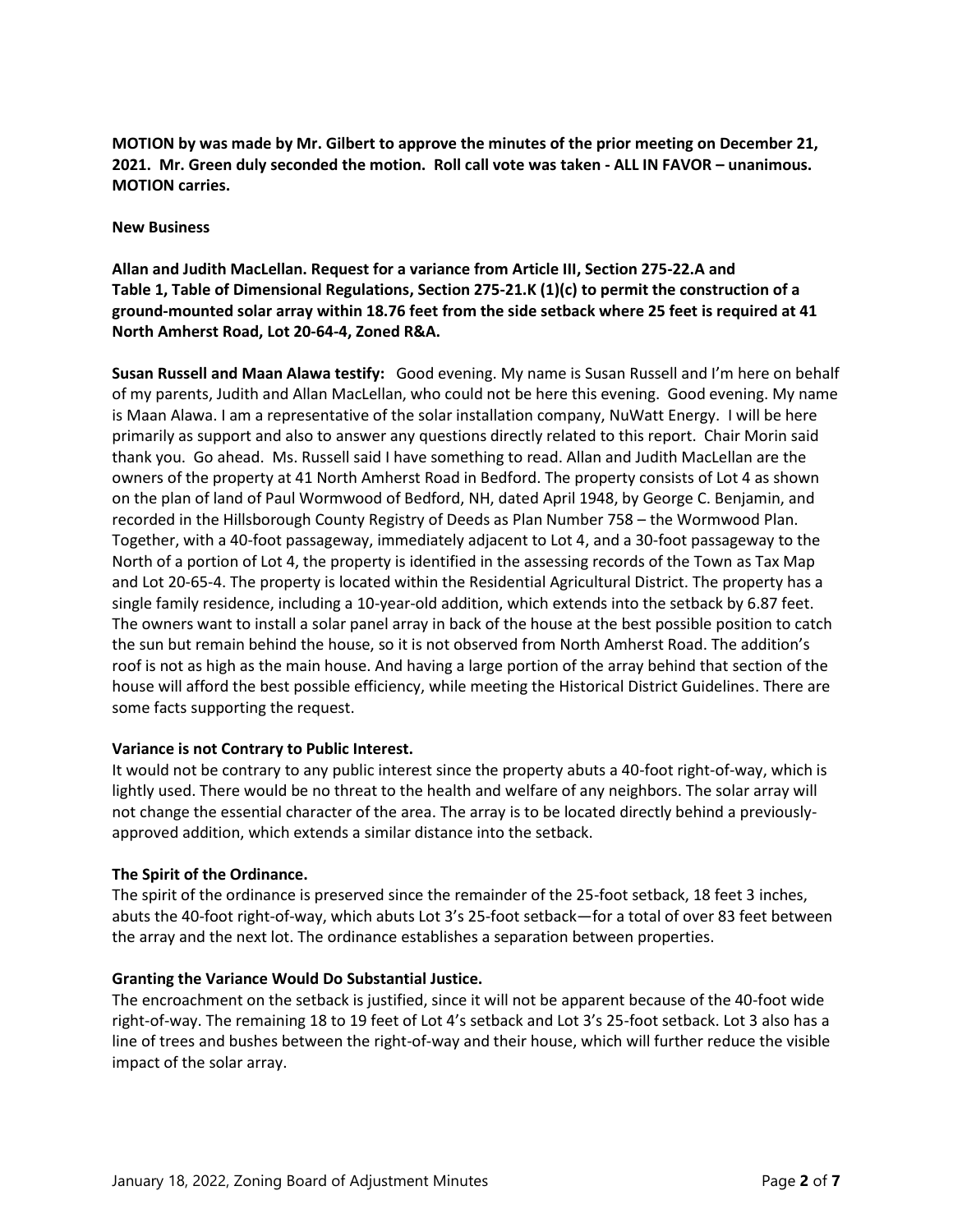**MOTION by was made by Mr. Gilbert to approve the minutes of the prior meeting on December 21, 2021. Mr. Green duly seconded the motion. Roll call vote was taken - ALL IN FAVOR – unanimous. MOTION carries.**

**New Business**

**Allan and Judith MacLellan. Request for a variance from Article III, Section 275-22.A and Table 1, Table of Dimensional Regulations, Section 275-21.K (1)(c) to permit the construction of a ground-mounted solar array within 18.76 feet from the side setback where 25 feet is required at 41 North Amherst Road, Lot 20-64-4, Zoned R&A.**

**Susan Russell and Maan Alawa testify:** Good evening. My name is Susan Russell and I'm here on behalf of my parents, Judith and Allan MacLellan, who could not be here this evening. Good evening. My name is Maan Alawa. I am a representative of the solar installation company, NuWatt Energy. I will be here primarily as support and also to answer any questions directly related to this report. Chair Morin said thank you. Go ahead. Ms. Russell said I have something to read. Allan and Judith MacLellan are the owners of the property at 41 North Amherst Road in Bedford. The property consists of Lot 4 as shown on the plan of land of Paul Wormwood of Bedford, NH, dated April 1948, by George C. Benjamin, and recorded in the Hillsborough County Registry of Deeds as Plan Number 758 – the Wormwood Plan. Together, with a 40-foot passageway, immediately adjacent to Lot 4, and a 30-foot passageway to the North of a portion of Lot 4, the property is identified in the assessing records of the Town as Tax Map and Lot 20-65-4. The property is located within the Residential Agricultural District. The property has a single family residence, including a 10-year-old addition, which extends into the setback by 6.87 feet. The owners want to install a solar panel array in back of the house at the best possible position to catch the sun but remain behind the house, so it is not observed from North Amherst Road. The addition's roof is not as high as the main house. And having a large portion of the array behind that section of the house will afford the best possible efficiency, while meeting the Historical District Guidelines. There are some facts supporting the request.

**Variance is not Contrary to Public Interest.**

It would not be contrary to any public interest since the property abuts a 40-foot right-of-way, which is lightly used. There would be no threat to the health and welfare of any neighbors. The solar array will not change the essential character of the area. The array is to be located directly behind a previously-approved addition, which extends a similar distance into the setback.

**The Spirit of the Ordinance.**

The spirit of the ordinance is preserved since the remainder of the 25-foot setback, 18 feet 3 inches, abuts the 40-foot right-of-way, which abuts Lot 3's 25-foot setback—for a total of over 83 feet between the array and the next lot. The ordinance establishes a separation between properties.

**Granting the Variance Would Do Substantial Justice.**

The encroachment on the setback is justified, since it will not be apparent because of the 40-foot wide right-of-way. The remaining 18 to 19 feet of Lot 4's setback and Lot 3's 25-foot setback. Lot 3 also has a line of trees and bushes between the right-of-way and their house, which will further reduce the visible impact of the solar array.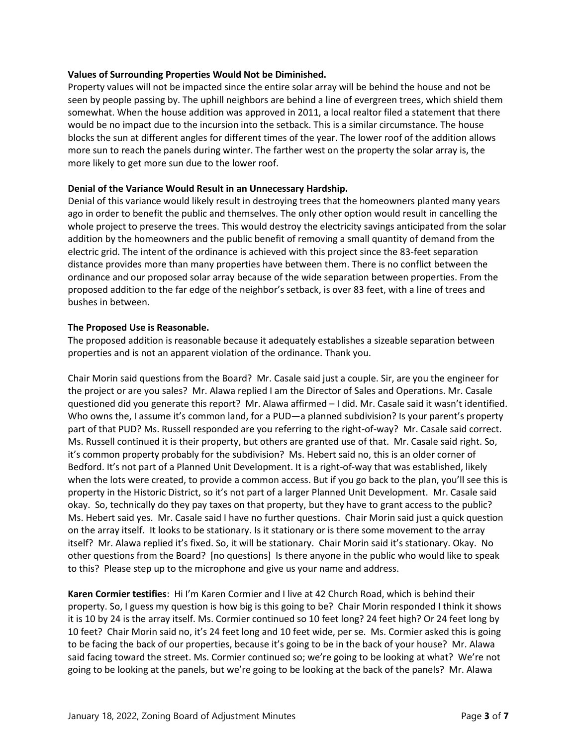**Values of Surrounding Properties Would Not be Diminished.**
Property values will not be impacted since the entire solar array will be behind the house and not be seen by people passing by. The uphill neighbors are behind a line of evergreen trees, which shield them somewhat. When the house addition was approved in 2011, a local realtor filed a statement that there would be no impact due to the incursion into the setback. This is a similar circumstance. The house blocks the sun at different angles for different times of the year. The lower roof of the addition allows more sun to reach the panels during winter. The farther west on the property the solar array is, the more likely to get more sun due to the lower roof.

**Denial of the Variance Would Result in an Unnecessary Hardship.**
Denial of this variance would likely result in destroying trees that the homeowners planted many years ago in order to benefit the public and themselves. The only other option would result in cancelling the whole project to preserve the trees. This would destroy the electricity savings anticipated from the solar addition by the homeowners and the public benefit of removing a small quantity of demand from the electric grid. The intent of the ordinance is achieved with this project since the 83-feet separation distance provides more than many properties have between them. There is no conflict between the ordinance and our proposed solar array because of the wide separation between properties. From the proposed addition to the far edge of the neighbor's setback, is over 83 feet, with a line of trees and bushes in between.

**The Proposed Use is Reasonable.**
The proposed addition is reasonable because it adequately establishes a sizeable separation between properties and is not an apparent violation of the ordinance. Thank you.

Chair Morin said questions from the Board? Mr. Casale said just a couple. Sir, are you the engineer for the project or are you sales? Mr. Alawa replied I am the Director of Sales and Operations. Mr. Casale questioned did you generate this report? Mr. Alawa affirmed – I did. Mr. Casale said it wasn't identified. Who owns the, I assume it's common land, for a PUD—a planned subdivision? Is your parent's property part of that PUD? Ms. Russell responded are you referring to the right-of-way? Mr. Casale said correct. Ms. Russell continued it is their property, but others are granted use of that. Mr. Casale said right. So, it's common property probably for the subdivision? Ms. Hebert said no, this is an older corner of Bedford. It's not part of a Planned Unit Development. It is a right-of-way that was established, likely when the lots were created, to provide a common access. But if you go back to the plan, you'll see this is property in the Historic District, so it's not part of a larger Planned Unit Development. Mr. Casale said okay. So, technically do they pay taxes on that property, but they have to grant access to the public? Ms. Hebert said yes. Mr. Casale said I have no further questions. Chair Morin said just a quick question on the array itself. It looks to be stationary. Is it stationary or is there some movement to the array itself? Mr. Alawa replied it's fixed. So, it will be stationary. Chair Morin said it's stationary. Okay. No other questions from the Board? [no questions] Is there anyone in the public who would like to speak to this? Please step up to the microphone and give us your name and address.

**Karen Cormier testifies**: Hi I'm Karen Cormier and I live at 42 Church Road, which is behind their property. So, I guess my question is how big is this going to be? Chair Morin responded I think it shows it is 10 by 24 is the array itself. Ms. Cormier continued so 10 feet long? 24 feet high? Or 24 feet long by 10 feet? Chair Morin said no, it's 24 feet long and 10 feet wide, per se. Ms. Cormier asked this is going to be facing the back of our properties, because it's going to be in the back of your house? Mr. Alawa said facing toward the street. Ms. Cormier continued so; we're going to be looking at what? We're not going to be looking at the panels, but we're going to be looking at the back of the panels? Mr. Alawa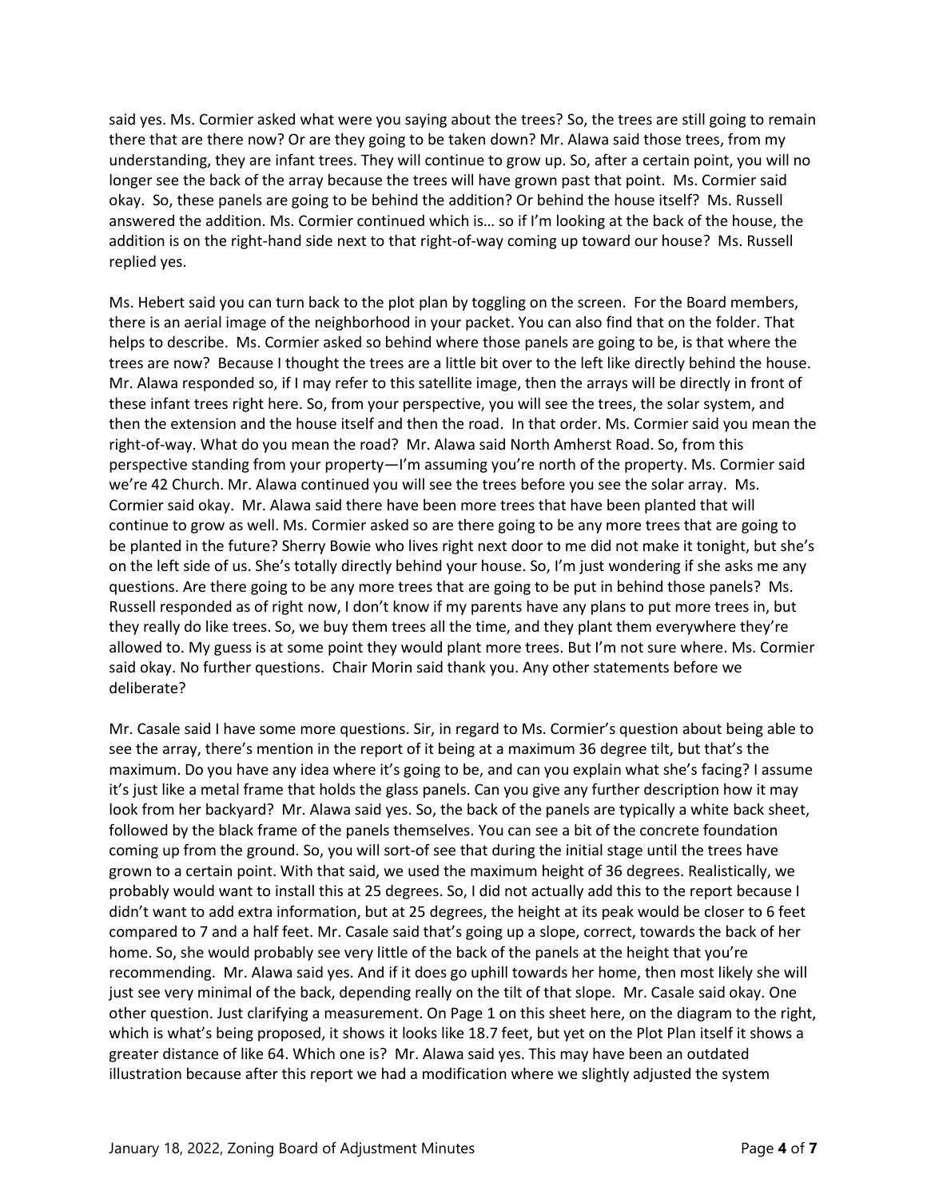said yes. Ms. Cormier asked what were you saying about the trees? So, the trees are still going to remain there that are there now? Or are they going to be taken down? Mr. Alawa said those trees, from my understanding, they are infant trees. They will continue to grow up. So, after a certain point, you will no longer see the back of the array because the trees will have grown past that point. Ms. Cormier said okay. So, these panels are going to be behind the addition? Or behind the house itself? Ms. Russell answered the addition. Ms. Cormier continued which is… so if I'm looking at the back of the house, the addition is on the right-hand side next to that right-of-way coming up toward our house? Ms. Russell replied yes.

Ms. Hebert said you can turn back to the plot plan by toggling on the screen. For the Board members, there is an aerial image of the neighborhood in your packet. You can also find that on the folder. That helps to describe. Ms. Cormier asked so behind where those panels are going to be, is that where the trees are now? Because I thought the trees are a little bit over to the left like directly behind the house. Mr. Alawa responded so, if I may refer to this satellite image, then the arrays will be directly in front of these infant trees right here. So, from your perspective, you will see the trees, the solar system, and then the extension and the house itself and then the road. In that order. Ms. Cormier said you mean the right-of-way. What do you mean the road? Mr. Alawa said North Amherst Road. So, from this perspective standing from your property—I'm assuming you're north of the property. Ms. Cormier said we're 42 Church. Mr. Alawa continued you will see the trees before you see the solar array. Ms. Cormier said okay. Mr. Alawa said there have been more trees that have been planted that will continue to grow as well. Ms. Cormier asked so are there going to be any more trees that are going to be planted in the future? Sherry Bowie who lives right next door to me did not make it tonight, but she's on the left side of us. She's totally directly behind your house. So, I'm just wondering if she asks me any questions. Are there going to be any more trees that are going to be put in behind those panels? Ms. Russell responded as of right now, I don't know if my parents have any plans to put more trees in, but they really do like trees. So, we buy them trees all the time, and they plant them everywhere they're allowed to. My guess is at some point they would plant more trees. But I'm not sure where. Ms. Cormier said okay. No further questions. Chair Morin said thank you. Any other statements before we deliberate?

Mr. Casale said I have some more questions. Sir, in regard to Ms. Cormier's question about being able to see the array, there's mention in the report of it being at a maximum 36 degree tilt, but that's the maximum. Do you have any idea where it's going to be, and can you explain what she's facing? I assume it's just like a metal frame that holds the glass panels. Can you give any further description how it may look from her backyard? Mr. Alawa said yes. So, the back of the panels are typically a white back sheet, followed by the black frame of the panels themselves. You can see a bit of the concrete foundation coming up from the ground. So, you will sort-of see that during the initial stage until the trees have grown to a certain point. With that said, we used the maximum height of 36 degrees. Realistically, we probably would want to install this at 25 degrees. So, I did not actually add this to the report because I didn't want to add extra information, but at 25 degrees, the height at its peak would be closer to 6 feet compared to 7 and a half feet. Mr. Casale said that's going up a slope, correct, towards the back of her home. So, she would probably see very little of the back of the panels at the height that you're recommending. Mr. Alawa said yes. And if it does go uphill towards her home, then most likely she will just see very minimal of the back, depending really on the tilt of that slope. Mr. Casale said okay. One other question. Just clarifying a measurement. On Page 1 on this sheet here, on the diagram to the right, which is what's being proposed, it shows it looks like 18.7 feet, but yet on the Plot Plan itself it shows a greater distance of like 64. Which one is? Mr. Alawa said yes. This may have been an outdated illustration because after this report we had a modification where we slightly adjusted the system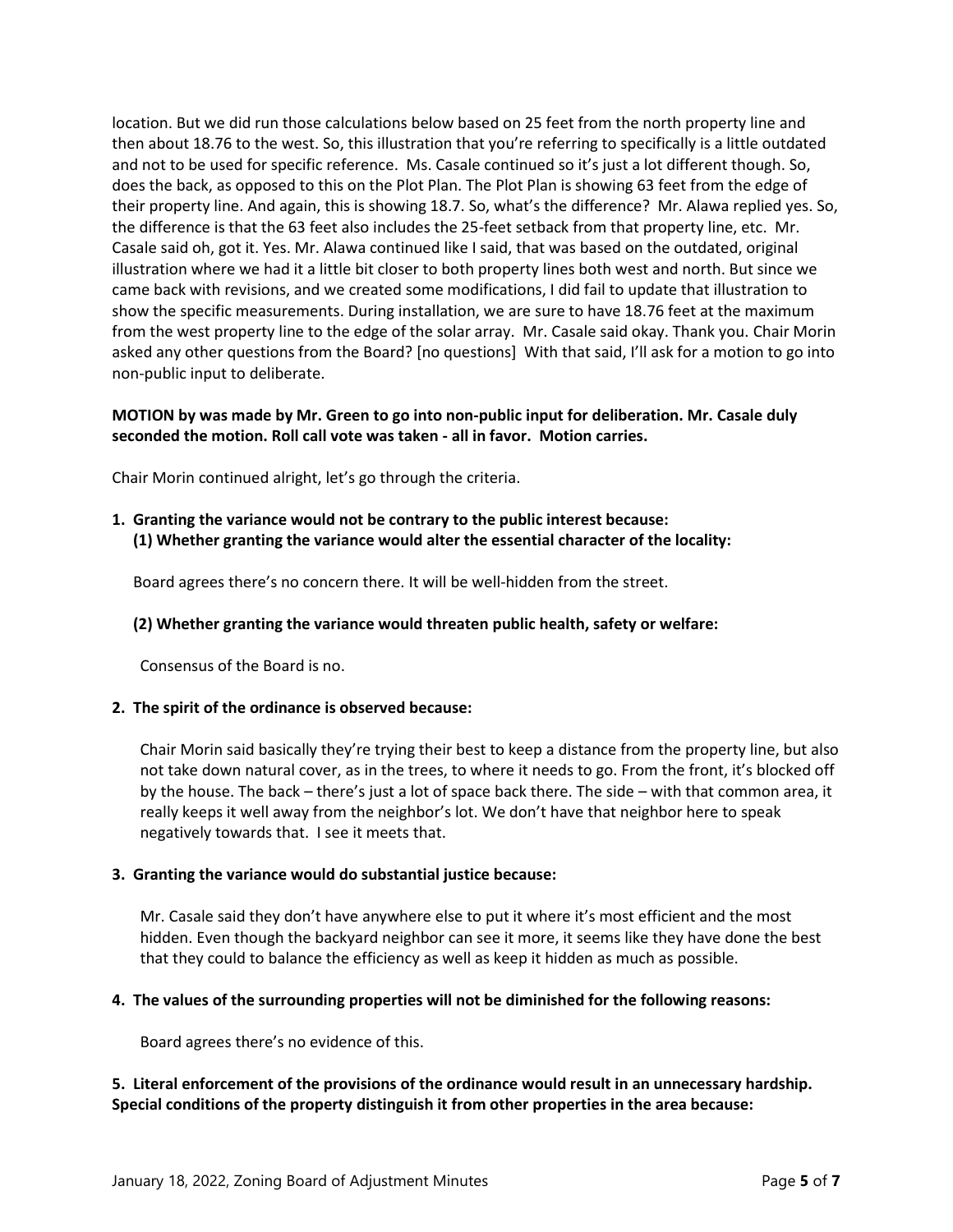location. But we did run those calculations below based on 25 feet from the north property line and then about 18.76 to the west. So, this illustration that you're referring to specifically is a little outdated and not to be used for specific reference. Ms. Casale continued so it's just a lot different though. So, does the back, as opposed to this on the Plot Plan. The Plot Plan is showing 63 feet from the edge of their property line. And again, this is showing 18.7. So, what's the difference? Mr. Alawa replied yes. So, the difference is that the 63 feet also includes the 25-feet setback from that property line, etc. Mr. Casale said oh, got it. Yes. Mr. Alawa continued like I said, that was based on the outdated, original illustration where we had it a little bit closer to both property lines both west and north. But since we came back with revisions, and we created some modifications, I did fail to update that illustration to show the specific measurements. During installation, we are sure to have 18.76 feet at the maximum from the west property line to the edge of the solar array. Mr. Casale said okay. Thank you. Chair Morin asked any other questions from the Board? [no questions] With that said, I'll ask for a motion to go into non-public input to deliberate.

**MOTION by was made by Mr. Green to go into non-public input for deliberation. Mr. Casale duly seconded the motion. Roll call vote was taken - all in favor. Motion carries.**

Chair Morin continued alright, let's go through the criteria.

1. **Granting the variance would not be contrary to the public interest because:**
   **(1) Whether granting the variance would alter the essential character of the locality:**

   Board agrees there's no concern there. It will be well-hidden from the street.

   **(2) Whether granting the variance would threaten public health, safety or welfare:**

   Consensus of the Board is no.

2. **The spirit of the ordinance is observed because:**

   Chair Morin said basically they're trying their best to keep a distance from the property line, but also not take down natural cover, as in the trees, to where it needs to go. From the front, it's blocked off by the house. The back – there's just a lot of space back there. The side – with that common area, it really keeps it well away from the neighbor's lot. We don't have that neighbor here to speak negatively towards that. I see it meets that.

3. **Granting the variance would do substantial justice because:**

   Mr. Casale said they don't have anywhere else to put it where it's most efficient and the most hidden. Even though the backyard neighbor can see it more, it seems like they have done the best that they could to balance the efficiency as well as keep it hidden as much as possible.

4. **The values of the surrounding properties will not be diminished for the following reasons:**

   Board agrees there's no evidence of this.

5. **Literal enforcement of the provisions of the ordinance would result in an unnecessary hardship. Special conditions of the property distinguish it from other properties in the area because:**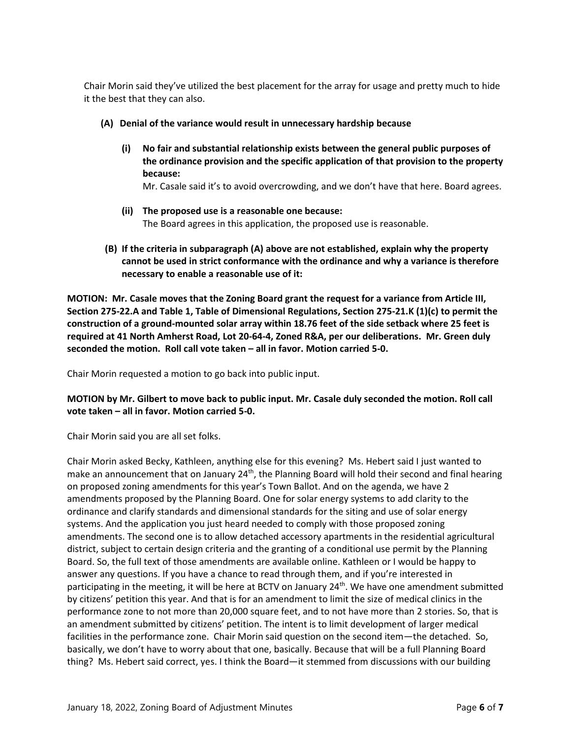Chair Morin said they've utilized the best placement for the array for usage and pretty much to hide it the best that they can also.

**(A) Denial of the variance would result in unnecessary hardship because**

**(i) No fair and substantial relationship exists between the general public purposes of the ordinance provision and the specific application of that provision to the property because:**
Mr. Casale said it's to avoid overcrowding, and we don't have that here. Board agrees.

**(ii) The proposed use is a reasonable one because:**
The Board agrees in this application, the proposed use is reasonable.

**(B) If the criteria in subparagraph (A) above are not established, explain why the property cannot be used in strict conformance with the ordinance and why a variance is therefore necessary to enable a reasonable use of it:**

**MOTION: Mr. Casale moves that the Zoning Board grant the request for a variance from Article III, Section 275-22.A and Table 1, Table of Dimensional Regulations, Section 275-21.K (1)(c) to permit the construction of a ground-mounted solar array within 18.76 feet of the side setback where 25 feet is required at 41 North Amherst Road, Lot 20-64-4, Zoned R&A, per our deliberations. Mr. Green duly seconded the motion. Roll call vote taken – all in favor. Motion carried 5-0.**

Chair Morin requested a motion to go back into public input.

**MOTION by Mr. Gilbert to move back to public input. Mr. Casale duly seconded the motion. Roll call vote taken – all in favor. Motion carried 5-0.**

Chair Morin said you are all set folks.

Chair Morin asked Becky, Kathleen, anything else for this evening? Ms. Hebert said I just wanted to make an announcement that on January 24th, the Planning Board will hold their second and final hearing on proposed zoning amendments for this year's Town Ballot. And on the agenda, we have 2 amendments proposed by the Planning Board. One for solar energy systems to add clarity to the ordinance and clarify standards and dimensional standards for the siting and use of solar energy systems. And the application you just heard needed to comply with those proposed zoning amendments. The second one is to allow detached accessory apartments in the residential agricultural district, subject to certain design criteria and the granting of a conditional use permit by the Planning Board. So, the full text of those amendments are available online. Kathleen or I would be happy to answer any questions. If you have a chance to read through them, and if you're interested in participating in the meeting, it will be here at BCTV on January 24th. We have one amendment submitted by citizens' petition this year. And that is for an amendment to limit the size of medical clinics in the performance zone to not more than 20,000 square feet, and to not have more than 2 stories. So, that is an amendment submitted by citizens' petition. The intent is to limit development of larger medical facilities in the performance zone. Chair Morin said question on the second item—the detached. So, basically, we don't have to worry about that one, basically. Because that will be a full Planning Board thing? Ms. Hebert said correct, yes. I think the Board—it stemmed from discussions with our building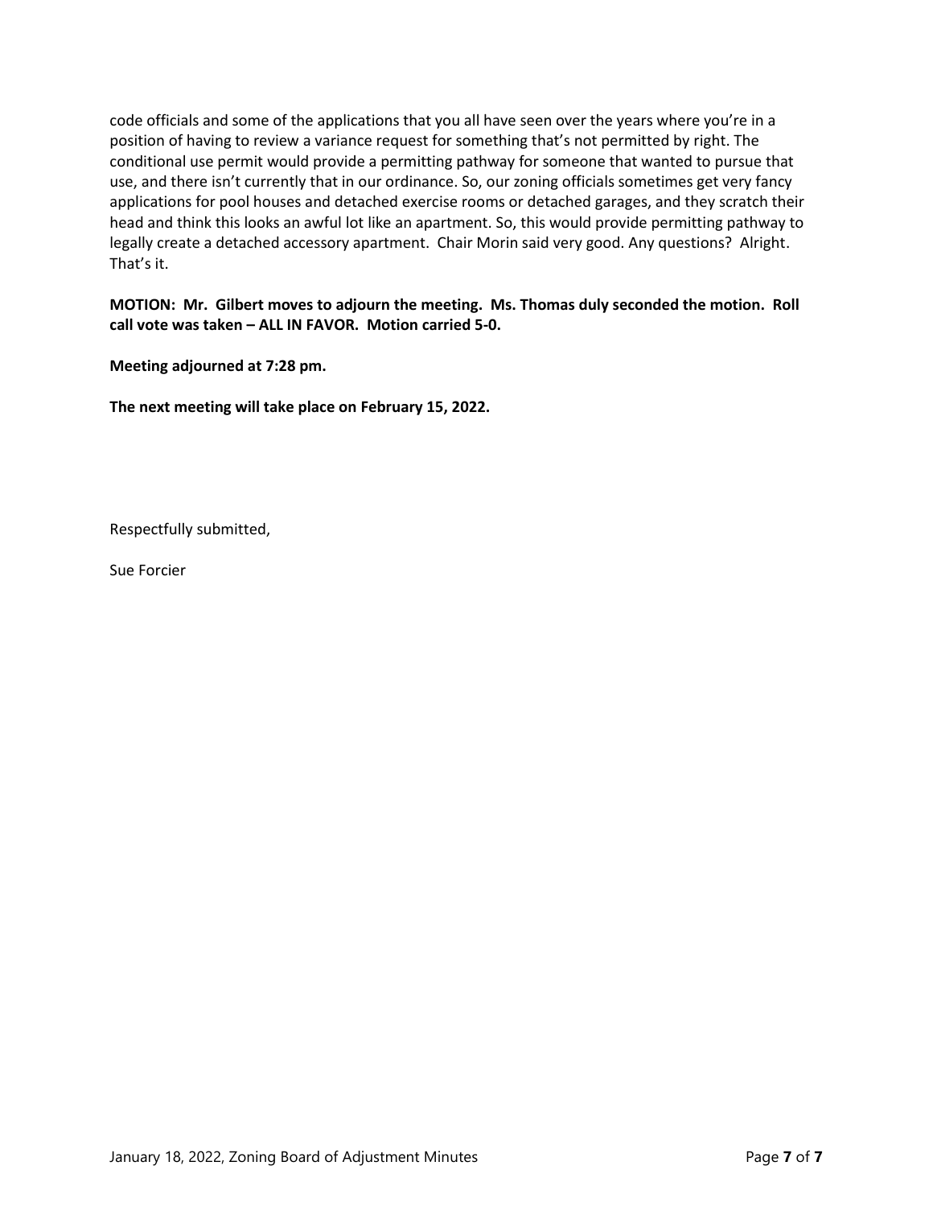code officials and some of the applications that you all have seen over the years where you're in a position of having to review a variance request for something that's not permitted by right. The conditional use permit would provide a permitting pathway for someone that wanted to pursue that use, and there isn't currently that in our ordinance. So, our zoning officials sometimes get very fancy applications for pool houses and detached exercise rooms or detached garages, and they scratch their head and think this looks an awful lot like an apartment. So, this would provide permitting pathway to legally create a detached accessory apartment. Chair Morin said very good. Any questions? Alright. That's it.

**MOTION: Mr. Gilbert moves to adjourn the meeting. Ms. Thomas duly seconded the motion. Roll call vote was taken – ALL IN FAVOR. Motion carried 5-0.**

**Meeting adjourned at 7:28 pm.**

**The next meeting will take place on February 15, 2022.**

Respectfully submitted,

Sue Forcier